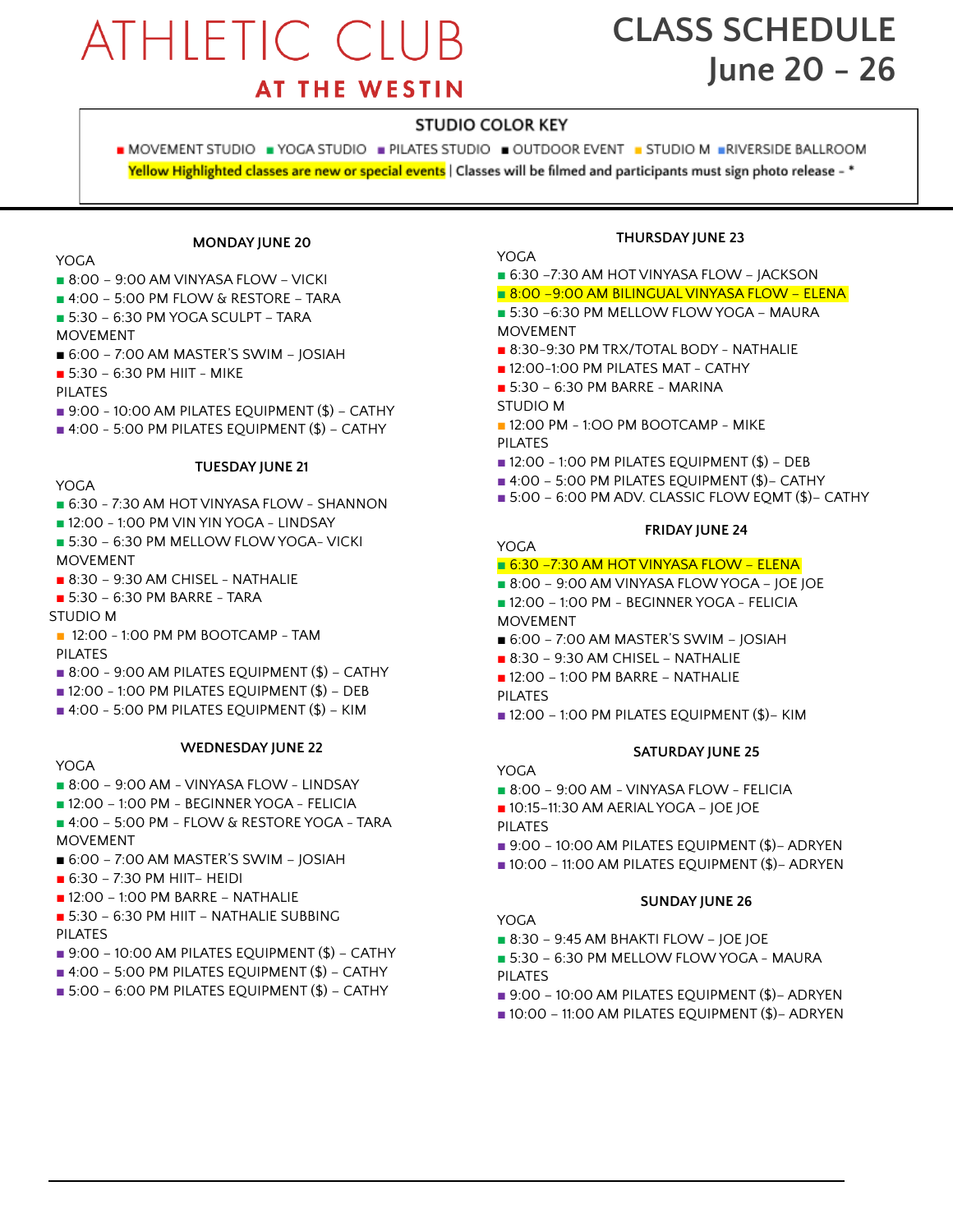# ATHLETIC CLUB

## AT THE WESTIN

# CLASS SCHEDULE
## June 20 – 26

**STUDIO COLOR KEY**

■ MOVEMENT STUDIO ■ YOGA STUDIO ■ PILATES STUDIO ■ OUTDOOR EVENT ■ STUDIO M ■ RIVERSIDE BALLROOM

Yellow Highlighted classes are new or special events | Classes will be filmed and participants must sign photo release - *

### MONDAY JUNE 20

YOGA
- ■ 8:00 – 9:00 AM VINYASA FLOW – VICKI
- ■ 4:00 – 5:00 PM FLOW & RESTORE – TARA
- ■ 5:30 – 6:30 PM YOGA SCULPT – TARA

MOVEMENT
- ■ 6:00 – 7:00 AM MASTER'S SWIM – JOSIAH
- ■ 5:30 – 6:30 PM HIIT - MIKE

PILATES
- ■ 9:00 – 10:00 AM PILATES EQUIPMENT ($) – CATHY
- ■ 4:00 - 5:00 PM PILATES EQUIPMENT ($) – CATHY

### TUESDAY JUNE 21

YOGA
- ■ 6:30 - 7:30 AM HOT VINYASA FLOW - SHANNON
- ■ 12:00 – 1:00 PM VIN YIN YOGA - LINDSAY
- ■ 5:30 – 6:30 PM MELLOW FLOW YOGA- VICKI

MOVEMENT
- ■ 8:30 – 9:30 AM CHISEL - NATHALIE
- ■ 5:30 – 6:30 PM BARRE - TARA

STUDIO M
- ■ 12:00 - 1:00 PM PM BOOTCAMP - TAM

PILATES
- ■ 8:00 - 9:00 AM PILATES EQUIPMENT ($) – CATHY
- ■ 12:00 – 1:00 PM PILATES EQUIPMENT ($) – DEB
- ■ 4:00 - 5:00 PM PILATES EQUIPMENT ($) – KIM

### WEDNESDAY JUNE 22

YOGA
- ■ 8:00 – 9:00 AM - VINYASA FLOW - LINDSAY
- ■ 12:00 – 1:00 PM - BEGINNER YOGA - FELICIA
- ■ 4:00 – 5:00 PM - FLOW & RESTORE YOGA - TARA

MOVEMENT
- ■ 6:00 – 7:00 AM MASTER'S SWIM – JOSIAH
- ■ 6:30 – 7:30 PM HIIT– HEIDI
- ■ 12:00 – 1:00 PM BARRE – NATHALIE
- ■ 5:30 – 6:30 PM HIIT – NATHALIE SUBBING

PILATES
- ■ 9:00 – 10:00 AM PILATES EQUIPMENT ($) – CATHY
- ■ 4:00 – 5:00 PM PILATES EQUIPMENT ($) – CATHY
- ■ 5:00 – 6:00 PM PILATES EQUIPMENT ($) – CATHY

### THURSDAY JUNE 23

YOGA
- ■ 6:30 -7:30 AM HOT VINYASA FLOW – JACKSON
- ■ 8:00 -9:00 AM BILINGUAL VINYASA FLOW – ELENA
- ■ 5:30 -6:30 PM MELLOW FLOW YOGA – MAURA

MOVEMENT
- ■ 8:30-9:30 PM TRX/TOTAL BODY – NATHALIE
- ■ 12:00-1:00 PM PILATES MAT - CATHY
- ■ 5:30 – 6:30 PM BARRE - MARINA

STUDIO M
- ■ 12:00 PM - 1:OO PM BOOTCAMP - MIKE

PILATES
- ■ 12:00 - 1:00 PM PILATES EQUIPMENT ($) – DEB
- ■ 4:00 – 5:00 PM PILATES EQUIPMENT ($)– CATHY
- ■ 5:00 – 6:00 PM ADV. CLASSIC FLOW EQMT ($)– CATHY

### FRIDAY JUNE 24

YOGA
- ■ 6:30 -7:30 AM HOT VINYASA FLOW – ELENA
- ■ 8:00 – 9:00 AM VINYASA FLOW YOGA – JOE JOE
- ■ 12:00 – 1:00 PM - BEGINNER YOGA - FELICIA

MOVEMENT
- ■ 6:00 – 7:00 AM MASTER'S SWIM – JOSIAH
- ■ 8:30 – 9:30 AM CHISEL – NATHALIE
- ■ 12:00 – 1:00 PM BARRE – NATHALIE

PILATES
- ■ 12:00 – 1:00 PM PILATES EQUIPMENT ($)– KIM

### SATURDAY JUNE 25

YOGA
- ■ 8:00 – 9:00 AM - VINYASA FLOW - FELICIA
- ■ 10:15–11:30 AM AERIAL YOGA – JOE JOE

PILATES
- ■ 9:00 – 10:00 AM PILATES EQUIPMENT ($)– ADRYEN
- ■ 10:00 – 11:00 AM PILATES EQUIPMENT ($)– ADRYEN

### SUNDAY JUNE 26

YOGA
- ■ 8:30 – 9:45 AM BHAKTI FLOW – JOE JOE
- ■ 5:30 – 6:30 PM MELLOW FLOW YOGA - MAURA

PILATES
- ■ 9:00 – 10:00 AM PILATES EQUIPMENT ($)– ADRYEN
- ■ 10:00 – 11:00 AM PILATES EQUIPMENT ($)– ADRYEN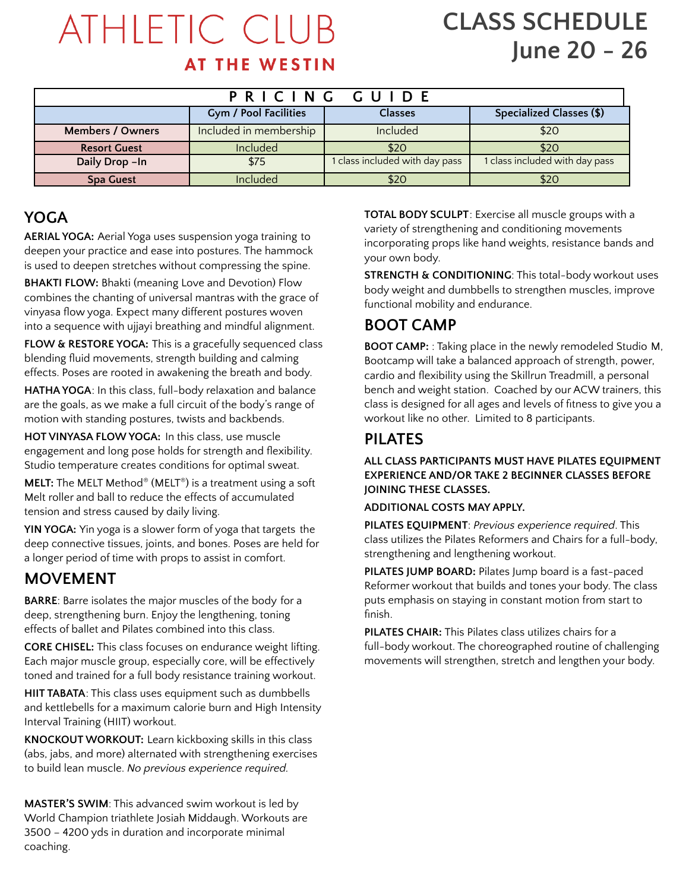# ATHLETIC CLUB AT THE WESTIN

# CLASS SCHEDULE June 20 – 26

| PRICING GUIDE | | | |
|---|---|---|---|
| | Gym / Pool Facilities | Classes | Specialized Classes ($) |
| Members / Owners | Included in membership | Included | $20 |
| Resort Guest | Included | $20 | $20 |
| Daily Drop –In | $75 | 1 class included with day pass | 1 class included with day pass |
| Spa Guest | Included | $20 | $20 |

## YOGA

**AERIAL YOGA:** Aerial Yoga uses suspension yoga training to deepen your practice and ease into postures. The hammock is used to deepen stretches without compressing the spine.

**BHAKTI FLOW:** Bhakti (meaning Love and Devotion) Flow combines the chanting of universal mantras with the grace of vinyasa flow yoga. Expect many different postures woven into a sequence with ujjayi breathing and mindful alignment.

**FLOW & RESTORE YOGA:** This is a gracefully sequenced class blending fluid movements, strength building and calming effects. Poses are rooted in awakening the breath and body.

**HATHA YOGA**: In this class, full-body relaxation and balance are the goals, as we make a full circuit of the body's range of motion with standing postures, twists and backbends.

**HOT VINYASA FLOW YOGA:** In this class, use muscle engagement and long pose holds for strength and flexibility. Studio temperature creates conditions for optimal sweat.

**MELT:** The MELT Method® (MELT®) is a treatment using a soft Melt roller and ball to reduce the effects of accumulated tension and stress caused by daily living.

**YIN YOGA:** Yin yoga is a slower form of yoga that targets the deep connective tissues, joints, and bones. Poses are held for a longer period of time with props to assist in comfort.

## MOVEMENT

**BARRE**: Barre isolates the major muscles of the body for a deep, strengthening burn. Enjoy the lengthening, toning effects of ballet and Pilates combined into this class.

**CORE CHISEL:** This class focuses on endurance weight lifting. Each major muscle group, especially core, will be effectively toned and trained for a full body resistance training workout.

**HIIT TABATA**: This class uses equipment such as dumbbells and kettlebells for a maximum calorie burn and High Intensity Interval Training (HIIT) workout.

**KNOCKOUT WORKOUT:** Learn kickboxing skills in this class (abs, jabs, and more) alternated with strengthening exercises to build lean muscle. *No previous experience required.*

**MASTER'S SWIM**: This advanced swim workout is led by World Champion triathlete Josiah Middaugh. Workouts are 3500 – 4200 yds in duration and incorporate minimal coaching.

**TOTAL BODY SCULPT**: Exercise all muscle groups with a variety of strengthening and conditioning movements incorporating props like hand weights, resistance bands and your own body.

**STRENGTH & CONDITIONING**: This total-body workout uses body weight and dumbbells to strengthen muscles, improve functional mobility and endurance.

## BOOT CAMP

**BOOT CAMP:** : Taking place in the newly remodeled Studio M, Bootcamp will take a balanced approach of strength, power, cardio and flexibility using the Skillrun Treadmill, a personal bench and weight station. Coached by our ACW trainers, this class is designed for all ages and levels of fitness to give you a workout like no other. Limited to 8 participants.

## PILATES

**ALL CLASS PARTICIPANTS MUST HAVE PILATES EQUIPMENT EXPERIENCE AND/OR TAKE 2 BEGINNER CLASSES BEFORE JOINING THESE CLASSES.**

**ADDITIONAL COSTS MAY APPLY.**

**PILATES EQUIPMENT**: *Previous experience required*. This class utilizes the Pilates Reformers and Chairs for a full-body, strengthening and lengthening workout.

**PILATES JUMP BOARD:** Pilates Jump board is a fast-paced Reformer workout that builds and tones your body. The class puts emphasis on staying in constant motion from start to finish.

**PILATES CHAIR:** This Pilates class utilizes chairs for a full-body workout. The choreographed routine of challenging movements will strengthen, stretch and lengthen your body.